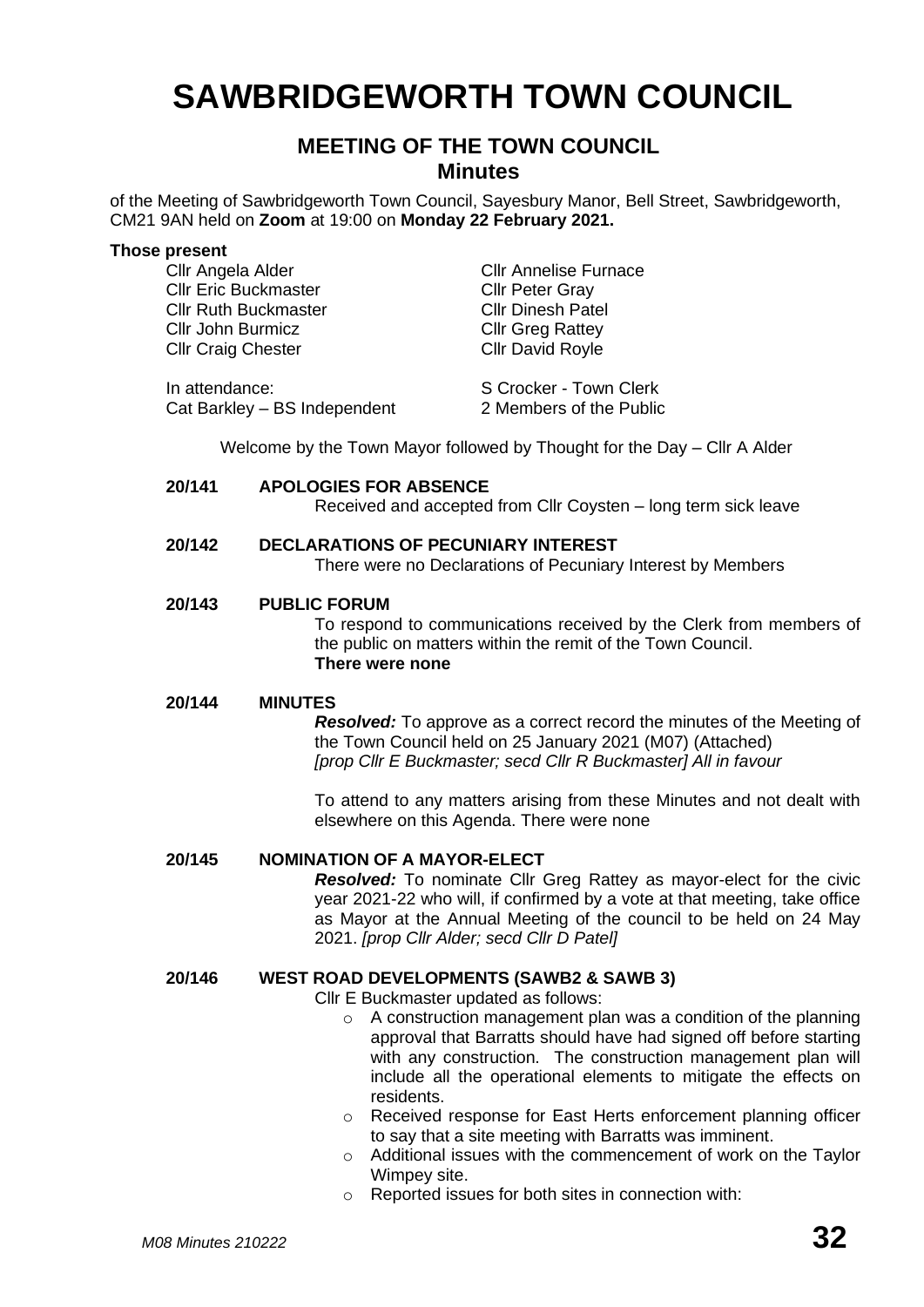# SAWBRIDGEWORTH TOWN COUNCIL

## MEETING OF THE TOWN COUNCIL
## Minutes

of the Meeting of Sawbridgeworth Town Council, Sayesbury Manor, Bell Street, Sawbridgeworth, CM21 9AN held on **Zoom** at 19:00 on **Monday 22 February 2021.**

**Those present**

| | |
|---|---|
| Cllr Angela Alder | Cllr Annelise Furnace |
| Cllr Eric Buckmaster | Cllr Peter Gray |
| Cllr Ruth Buckmaster | Cllr Dinesh Patel |
| Cllr John Burmicz | Cllr Greg Rattey |
| Cllr Craig Chester | Cllr David Royle |

| | |
|---|---|
| In attendance: | S Crocker - Town Clerk |
| Cat Barkley – BS Independent | 2 Members of the Public |

Welcome by the Town Mayor followed by Thought for the Day – Cllr A Alder

**20/141 APOLOGIES FOR ABSENCE**

Received and accepted from Cllr Coysten – long term sick leave

**20/142 DECLARATIONS OF PECUNIARY INTEREST**

There were no Declarations of Pecuniary Interest by Members

**20/143 PUBLIC FORUM**

To respond to communications received by the Clerk from members of the public on matters within the remit of the Town Council.
**There were none**

**20/144 MINUTES**

***Resolved:*** To approve as a correct record the minutes of the Meeting of the Town Council held on 25 January 2021 (M07) (Attached)
*[prop Cllr E Buckmaster; secd Cllr R Buckmaster]* All in favour

To attend to any matters arising from these Minutes and not dealt with elsewhere on this Agenda. There were none

**20/145 NOMINATION OF A MAYOR-ELECT**

***Resolved:*** To nominate Cllr Greg Rattey as mayor-elect for the civic year 2021-22 who will, if confirmed by a vote at that meeting, take office as Mayor at the Annual Meeting of the council to be held on 24 May 2021. *[prop Cllr Alder; secd Cllr D Patel]*

**20/146 WEST ROAD DEVELOPMENTS (SAWB2 & SAWB 3)**

Cllr E Buckmaster updated as follows:

- A construction management plan was a condition of the planning approval that Barratts should have had signed off before starting with any construction. The construction management plan will include all the operational elements to mitigate the effects on residents.
- Received response for East Herts enforcement planning officer to say that a site meeting with Barratts was imminent.
- Additional issues with the commencement of work on the Taylor Wimpey site.
- Reported issues for both sites in connection with: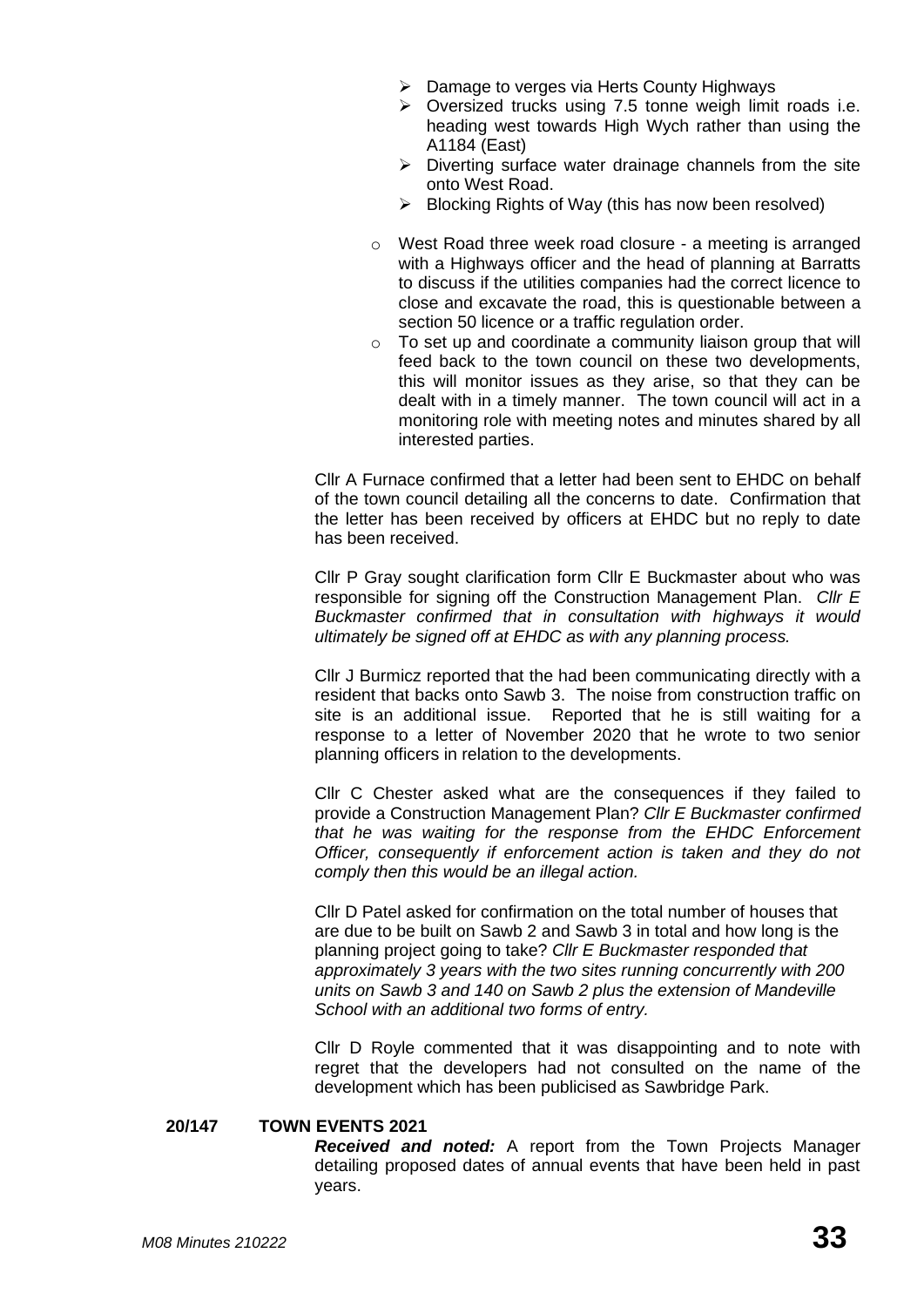- Damage to verges via Herts County Highways
- Oversized trucks using 7.5 tonne weigh limit roads i.e. heading west towards High Wych rather than using the A1184 (East)
- Diverting surface water drainage channels from the site onto West Road.
- Blocking Rights of Way (this has now been resolved)

- West Road three week road closure - a meeting is arranged with a Highways officer and the head of planning at Barratts to discuss if the utilities companies had the correct licence to close and excavate the road, this is questionable between a section 50 licence or a traffic regulation order.
- To set up and coordinate a community liaison group that will feed back to the town council on these two developments, this will monitor issues as they arise, so that they can be dealt with in a timely manner. The town council will act in a monitoring role with meeting notes and minutes shared by all interested parties.

Cllr A Furnace confirmed that a letter had been sent to EHDC on behalf of the town council detailing all the concerns to date. Confirmation that the letter has been received by officers at EHDC but no reply to date has been received.

Cllr P Gray sought clarification form Cllr E Buckmaster about who was responsible for signing off the Construction Management Plan. *Cllr E Buckmaster confirmed that in consultation with highways it would ultimately be signed off at EHDC as with any planning process.*

Cllr J Burmicz reported that the had been communicating directly with a resident that backs onto Sawb 3. The noise from construction traffic on site is an additional issue. Reported that he is still waiting for a response to a letter of November 2020 that he wrote to two senior planning officers in relation to the developments.

Cllr C Chester asked what are the consequences if they failed to provide a Construction Management Plan? *Cllr E Buckmaster confirmed that he was waiting for the response from the EHDC Enforcement Officer, consequently if enforcement action is taken and they do not comply then this would be an illegal action.*

Cllr D Patel asked for confirmation on the total number of houses that are due to be built on Sawb 2 and Sawb 3 in total and how long is the planning project going to take? *Cllr E Buckmaster responded that approximately 3 years with the two sites running concurrently with 200 units on Sawb 3 and 140 on Sawb 2 plus the extension of Mandeville School with an additional two forms of entry.*

Cllr D Royle commented that it was disappointing and to note with regret that the developers had not consulted on the name of the development which has been publicised as Sawbridge Park.

**20/147 TOWN EVENTS 2021**

***Received and noted:*** A report from the Town Projects Manager detailing proposed dates of annual events that have been held in past years.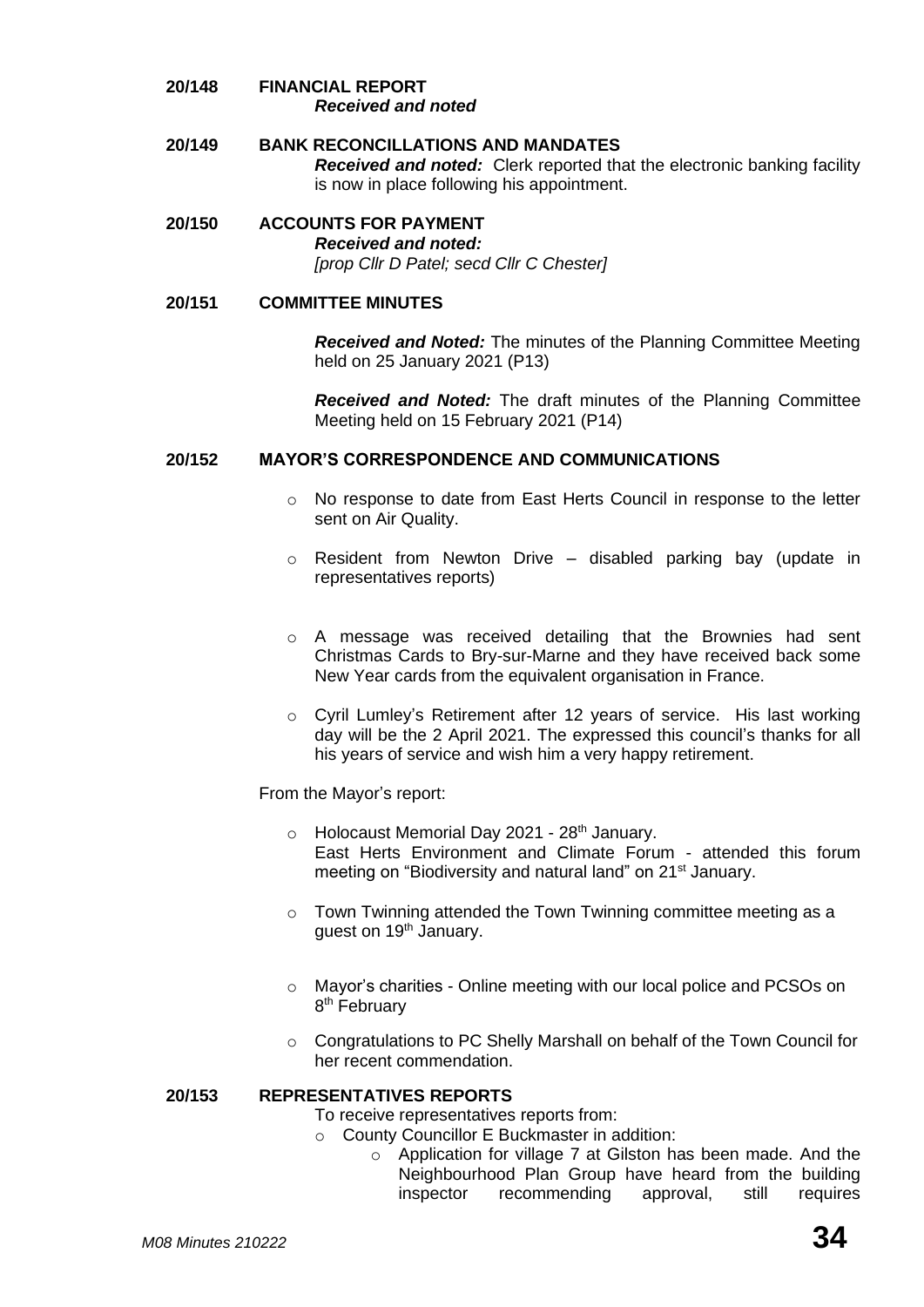## 20/148 FINANCIAL REPORT

***Received and noted***

## 20/149 BANK RECONCILLATIONS AND MANDATES

***Received and noted:*** Clerk reported that the electronic banking facility is now in place following his appointment.

## 20/150 ACCOUNTS FOR PAYMENT

***Received and noted:***
*[prop Cllr D Patel; secd Cllr C Chester]*

## 20/151 COMMITTEE MINUTES

***Received and Noted:*** The minutes of the Planning Committee Meeting held on 25 January 2021 (P13)

***Received and Noted:*** The draft minutes of the Planning Committee Meeting held on 15 February 2021 (P14)

## 20/152 MAYOR'S CORRESPONDENCE AND COMMUNICATIONS

- No response to date from East Herts Council in response to the letter sent on Air Quality.
- Resident from Newton Drive – disabled parking bay (update in representatives reports)
- A message was received detailing that the Brownies had sent Christmas Cards to Bry-sur-Marne and they have received back some New Year cards from the equivalent organisation in France.
- Cyril Lumley's Retirement after 12 years of service. His last working day will be the 2 April 2021. The expressed this council's thanks for all his years of service and wish him a very happy retirement.

From the Mayor's report:

- Holocaust Memorial Day 2021 - 28th January.
  East Herts Environment and Climate Forum - attended this forum meeting on "Biodiversity and natural land" on 21st January.
- Town Twinning attended the Town Twinning committee meeting as a guest on 19th January.
- Mayor's charities - Online meeting with our local police and PCSOs on 8th February
- Congratulations to PC Shelly Marshall on behalf of the Town Council for her recent commendation.

## 20/153 REPRESENTATIVES REPORTS

To receive representatives reports from:

- County Councillor E Buckmaster in addition:
  - Application for village 7 at Gilston has been made. And the Neighbourhood Plan Group have heard from the building inspector recommending approval, still requires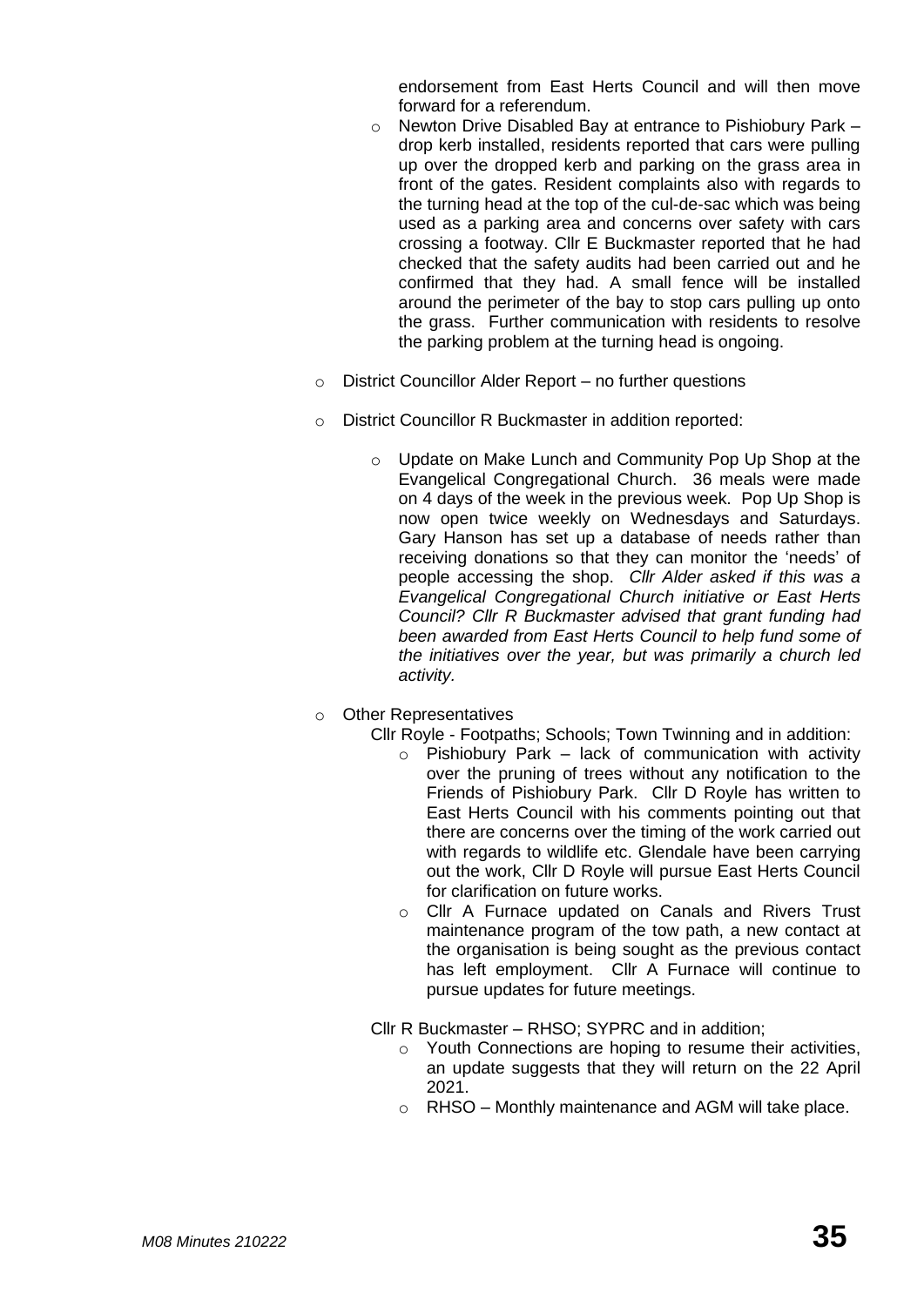endorsement from East Herts Council and will then move forward for a referendum.

- Newton Drive Disabled Bay at entrance to Pishiobury Park – drop kerb installed, residents reported that cars were pulling up over the dropped kerb and parking on the grass area in front of the gates. Resident complaints also with regards to the turning head at the top of the cul-de-sac which was being used as a parking area and concerns over safety with cars crossing a footway. Cllr E Buckmaster reported that he had checked that the safety audits had been carried out and he confirmed that they had. A small fence will be installed around the perimeter of the bay to stop cars pulling up onto the grass. Further communication with residents to resolve the parking problem at the turning head is ongoing.

- District Councillor Alder Report – no further questions

- District Councillor R Buckmaster in addition reported:

  - Update on Make Lunch and Community Pop Up Shop at the Evangelical Congregational Church. 36 meals were made on 4 days of the week in the previous week. Pop Up Shop is now open twice weekly on Wednesdays and Saturdays. Gary Hanson has set up a database of needs rather than receiving donations so that they can monitor the 'needs' of people accessing the shop. *Cllr Alder asked if this was a Evangelical Congregational Church initiative or East Herts Council? Cllr R Buckmaster advised that grant funding had been awarded from East Herts Council to help fund some of the initiatives over the year, but was primarily a church led activity.*

- Other Representatives

  Cllr Royle - Footpaths; Schools; Town Twinning and in addition:

  - Pishiobury Park – lack of communication with activity over the pruning of trees without any notification to the Friends of Pishiobury Park. Cllr D Royle has written to East Herts Council with his comments pointing out that there are concerns over the timing of the work carried out with regards to wildlife etc. Glendale have been carrying out the work, Cllr D Royle will pursue East Herts Council for clarification on future works.
  - Cllr A Furnace updated on Canals and Rivers Trust maintenance program of the tow path, a new contact at the organisation is being sought as the previous contact has left employment. Cllr A Furnace will continue to pursue updates for future meetings.

  Cllr R Buckmaster – RHSO; SYPRC and in addition;

  - Youth Connections are hoping to resume their activities, an update suggests that they will return on the 22 April 2021.
  - RHSO – Monthly maintenance and AGM will take place.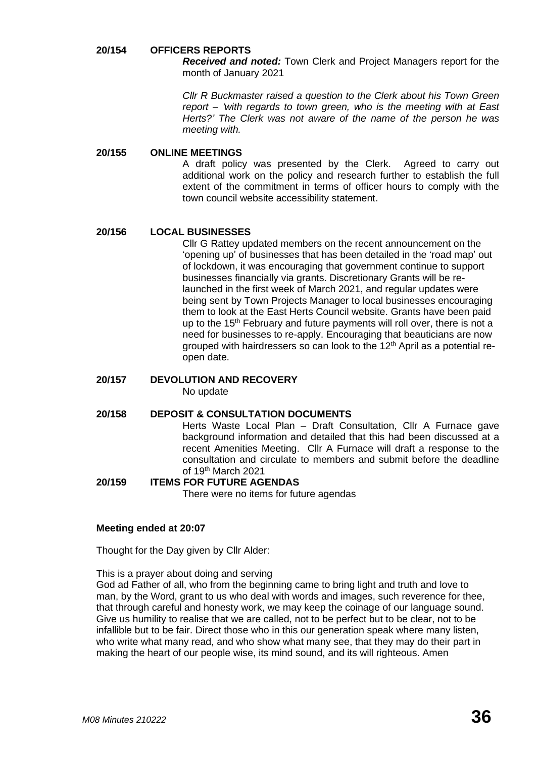**20/154 OFFICERS REPORTS**

***Received and noted:*** Town Clerk and Project Managers report for the month of January 2021

*Cllr R Buckmaster raised a question to the Clerk about his Town Green report – 'with regards to town green, who is the meeting with at East Herts?' The Clerk was not aware of the name of the person he was meeting with.*

**20/155 ONLINE MEETINGS**

A draft policy was presented by the Clerk. Agreed to carry out additional work on the policy and research further to establish the full extent of the commitment in terms of officer hours to comply with the town council website accessibility statement.

**20/156 LOCAL BUSINESSES**

Cllr G Rattey updated members on the recent announcement on the 'opening up' of businesses that has been detailed in the 'road map' out of lockdown, it was encouraging that government continue to support businesses financially via grants. Discretionary Grants will be re-launched in the first week of March 2021, and regular updates were being sent by Town Projects Manager to local businesses encouraging them to look at the East Herts Council website. Grants have been paid up to the 15th February and future payments will roll over, there is not a need for businesses to re-apply. Encouraging that beauticians are now grouped with hairdressers so can look to the 12th April as a potential re-open date.

**20/157 DEVOLUTION AND RECOVERY**

No update

**20/158 DEPOSIT & CONSULTATION DOCUMENTS**

Herts Waste Local Plan – Draft Consultation, Cllr A Furnace gave background information and detailed that this had been discussed at a recent Amenities Meeting. Cllr A Furnace will draft a response to the consultation and circulate to members and submit before the deadline of 19th March 2021

**20/159 ITEMS FOR FUTURE AGENDAS**

There were no items for future agendas

**Meeting ended at 20:07**

Thought for the Day given by Cllr Alder:

This is a prayer about doing and serving

God ad Father of all, who from the beginning came to bring light and truth and love to man, by the Word, grant to us who deal with words and images, such reverence for thee, that through careful and honesty work, we may keep the coinage of our language sound. Give us humility to realise that we are called, not to be perfect but to be clear, not to be infallible but to be fair. Direct those who in this our generation speak where many listen, who write what many read, and who show what many see, that they may do their part in making the heart of our people wise, its mind sound, and its will righteous. Amen